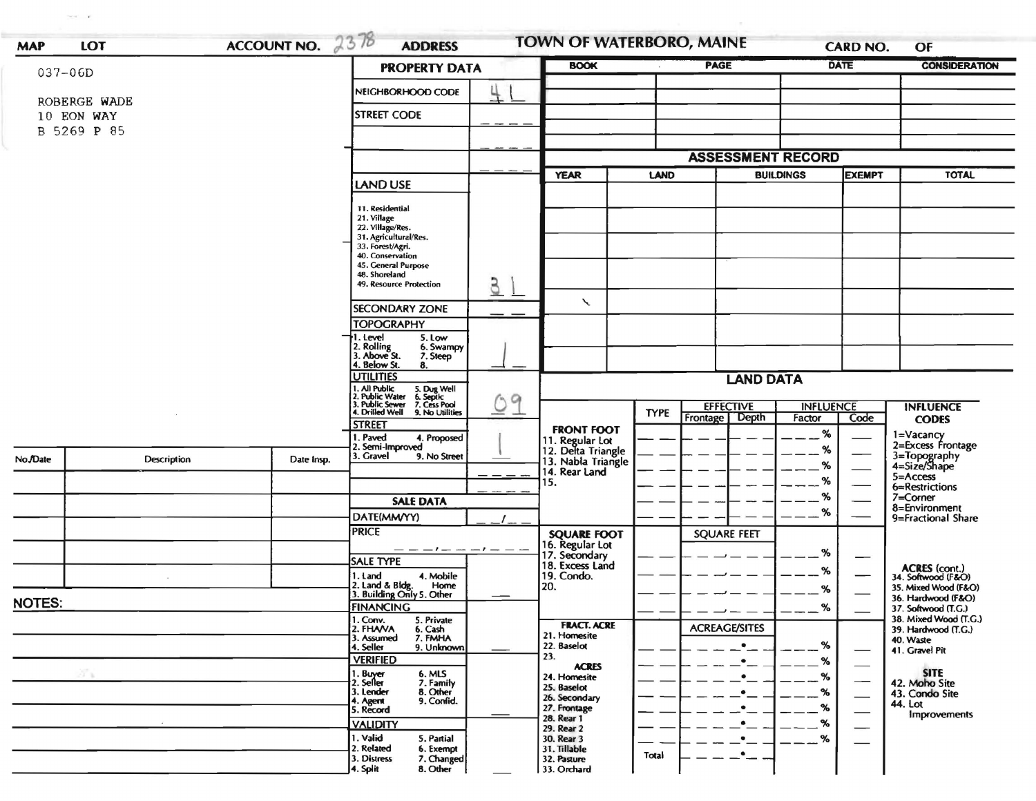MAP | LOT | ACCOUNT NO. 2378 | ADDRESS

# TOWN OF WATERBORO, MAINE

CARD NO. | OF

037-06D

ROBERGE WADE
10 EON WAY
B 5269 P 85

## PROPERTY DATA

| Field | Value |
|---|---|
| NEIGHBORHOOD CODE | 41 |
| STREET CODE | |
| LAND USE (11. Residential, 21. Village, 22. Village/Res., 31. Agricultural/Res., 33. Forest/Agri., 40. Conservation, 45. General Purpose, 48. Shoreland, 49. Resource Protection) | 31 |
| SECONDARY ZONE | |
| TOPOGRAPHY (1. Level, 2. Rolling, 3. Above St., 4. Below St., 5. Low, 6. Swampy, 7. Steep, 8.) | 1 |
| UTILITIES (1. All Public, 2. Public Water, 3. Public Sewer, 4. Drilled Well, 5. Dug Well, 6. Septic, 7. Cess Pool, 9. No Utilities) | 09 |
| STREET (1. Paved, 2. Semi-Improved, 3. Gravel, 4. Proposed, 9. No Street) | 1 |

## SALE DATA

| Field | Value |
|---|---|
| DATE(MM/YY) | |
| PRICE | |
| SALE TYPE (1. Land, 2. Land & Bldg., 3. Building Only, 4. Mobile Home, 5. Other) | |
| FINANCING (1. Conv., 2. FHA/VA, 3. Assumed, 4. Seller, 5. Private, 6. Cash, 7. FMHA, 9. Unknown) | |
| VERIFIED (1. Buyer, 2. Seller, 3. Lender, 4. Agent, 5. Record, 6. MLS, 7. Family, 8. Other, 9. Confid.) | |
| VALIDITY (1. Valid, 2. Related, 3. Distress, 4. Split, 5. Partial, 6. Exempt, 7. Changed, 8. Other) | |

| BOOK | PAGE | DATE | CONSIDERATION |
|---|---|---|---|
| | | | |

## ASSESSMENT RECORD

| YEAR | LAND | BUILDINGS | EXEMPT | TOTAL |
|---|---|---|---|---|
| | | | | |

## LAND DATA

| | TYPE | EFFECTIVE Frontage | EFFECTIVE Depth | INFLUENCE Factor | INFLUENCE Code |
|---|---|---|---|---|---|
| FRONT FOOT: 11. Regular Lot, 12. Delta Triangle, 13. Nabla Triangle, 14. Rear Land, 15. | | | | % | |
| SQUARE FOOT: 16. Regular Lot, 17. Secondary, 18. Excess Land, 19. Condo., 20. | | SQUARE FEET | | % | |
| FRACT. ACRE: 21. Homesite, 22. Baselot, 23. ACRES: 24. Homesite, 25. Baselot, 26. Secondary, 27. Frontage, 28. Rear 1, 29. Rear 2, 30. Rear 3, 31. Tillable, 32. Pasture, 33. Orchard | Total | ACREAGE/SITES | | % | |

**INFLUENCE CODES**
1=Vacancy
2=Excess Frontage
3=Topography
4=Size/Shape
5=Access
6=Restrictions
7=Corner
8=Environment
9=Fractional Share

**ACRES (cont.)**
34. Softwood (F&O)
35. Mixed Wood (F&O)
36. Hardwood (F&O)
37. Softwood (T.G.)
38. Mixed Wood (T.G.)
39. Hardwood (T.G.)
40. Waste
41. Gravel Pit

**SITE**
42. Moho Site
43. Condo Site
44. Lot Improvements

| No./Date | Description | Date Insp. |
|---|---|---|
| | | |

**NOTES:**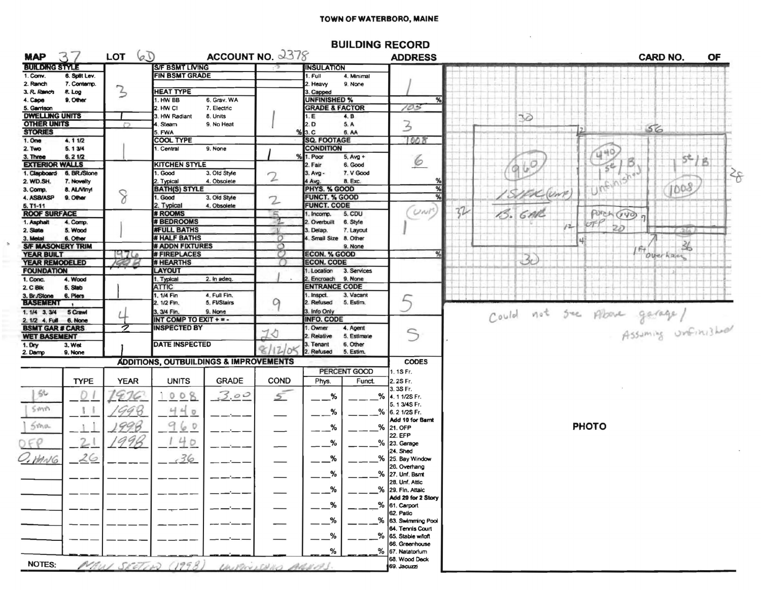**TOWN OF WATERBORO, MAINE**

## BUILDING RECORD

**MAP** 37 **LOT** 6D **ACCOUNT NO.** 2378 **ADDRESS** **CARD NO.** **OF**

| | | | | | |
|---|---|---|---|---|---|
| **BUILDING STYLE** 1. Conv. 6. Split Lev. 2. Ranch 7. Contemp. 3. R. Ranch 8. Log 4. Cape 9. Other 5. Garrison | 3 | **S/F BSMT LIVING** | | **INSULATION** 1. Full 4. Minimal 2. Heavy 9. None 3. Capped | 1 |
| | | **FIN BSMT GRADE** | | | |
| | | **HEAT TYPE** 1. HW BB 6. Grav. WA 2. HW CI 7. Electric 3. HW Radiant 8. Units 4. Steam 9. No Heat 5. FWA | 1 | **UNFINISHED %** | % |
| **DWELLING UNITS** | 1 | | | **GRADE & FACTOR** 1. E 4. B 2. D 5. A 3. C 6. AA | 105 / 3 |
| **OTHER UNITS** | 0 | | % | | |
| **STORIES** 1. One 4. 1 1/2 2. Two 5. 1 3/4 3. Three 6. 2 1/2 | 1 | **COOL TYPE** 1. Central 9. None | 1 % | **SQ. FOOTAGE** | 1008 |
| | | | | **CONDITION** 1. Poor 5. Avg + 2. Fair 6. Good 3. Avg - 7. V Good 4. Avg. 8. Exc. | 6 |
| **EXTERIOR WALLS** 1. Clapboard 6. BR/Stone 2. WD.SH. 7. Novelty 3. Comp. 8. AL/Vinyl 4. ASB/ASP 9. Other 5. T1-11 | 8 | **KITCHEN STYLE** 1. Good 3. Old Style 2. Typical 4. Obsolete | 2 | | % |
| | | **BATH(S) STYLE** 1. Good 3. Old Style 2. Typical 4. Obsolete | 2 | **PHYS. % GOOD** | % |
| | | | | **FUNCT. % GOOD** | % |
| **ROOF SURFACE** 1. Asphalt 4. Comp. 2. Slate 5. Wood 3. Metal 6. Other | 1 | **# ROOMS** | 5 | **FUNCT. CODE** 1. Incomp. 5. CDU 2. Overbuilt 6. Style 3. Delap. 7. Layout 4. Small Size 8. Other 9. None | (UNF) 1 |
| | | **# BEDROOMS** | 2 | | |
| | | **#FULL BATHS** | 1 | | |
| | | **# HALF BATHS** | 0 | | |
| **S/F MASONERY TRIM** | | **# ADDN FIXTURES** | 0 | | |
| **YEAR BUILT** | 1976 | **# FIREPLACES** | 0 | **ECON. % GOOD** | % |
| **YEAR REMODELED** | 1998 | **# HEARTHS** | 0 | **ECON. CODE** 1. Location 3. Services 2. Encroach 9. None | |
| **FOUNDATION** 1. Conc. 4. Wood 2. C Blk 5. Slab 3. Br./Stone 6. Piers | 1 | **LAYOUT** 1. Typical 2. In adeq. | 1 | | |
| | | **ATTIC** 1. 1/4 Fin 4. Full Fin. 2. 1/2 Fin. 5. Fl/Stairs 3. 3/4 Fin. 9. None | 9 | **ENTRANCE CODE** 1. Inspct. 3. Vacant 2. Refused 5. Estim. 3. Info Only | 5 |
| **BASEMENT** 1. 1/4 3. 3/4 5 Crawl 2. 1/2 4. Full 6. None | 4 | **INT COMP TO EXIT + = -** | | | |
| **BSMT GAR # CARS** | 2 | **INSPECTED BY** | JD | **INFO. CODE** 1. Owner 4. Agent 2. Relative 5. Estimate 3. Tenant 6. Other 2. Refused 5. Estim. | 5 |
| **WET BASEMENT** 1. Dry 3. Wet 2. Damp 9. None | 1 | **DATE INSPECTED** | 8/12/05 | | |

Sketch: 30, 56, 28, 32, 960, 1 S/FIC (unf) / B. GAR, 440, 1st / B, Unfinished, 1st / B, 1008, Porch (140) OFP 20, 7, 12, 4, 36, 30, 1 Ft overhang

Could not see Above garage / Assuming unfinished

### ADDITIONS, OUTBUILDINGS & IMPROVEMENTS

| | TYPE | YEAR | UNITS | GRADE | COND | PERCENT GOOD Phys. | Funct. |
|---|---|---|---|---|---|---|---|
| 1st | 01 | 1976 | 1008 | 3.00 | 5 | % | % |
| 1 Smn | 11 | 1998 | 440 | | | % | % |
| 1 Sma | 11 | 1998 | 960 | | | % | % |
| OFP | 21 | 1998 | 140 | | | % | % |
| O. HANG | 26 | | 36 | | | % | % |
| | | | | | | % | % |
| | | | | | | % | % |
| | | | | | | % | % |
| | | | | | | % | % |
| | | | | | | % | % |
| | | | | | | % | % |

**CODES**
1. 1S Fr.
2. 2S Fr.
3. 3S Fr.
4. 1 1/2S Fr.
5. 1 3/4S Fr.
6. 2 1/2S Fr.
Add 10 for Bsmt
21. OFP
22. EFP
23. Garage
24. Shed
25. Bay Window
26. Overhang
27. Unf. Bsmt
28. Unf. Attic
29. Fin. Attaic
Add 20 for 2 Story
61. Carport
62. Patio
63. Swimming Pool
64. Tennis Court
65. Stable w/loft
66. Greenhouse
67. Natatorium
68. Wood Deck
69. Jacuzzi

**PHOTO**

**NOTES:** MAIN SECTION (1998) UNFINISHED AREAS.